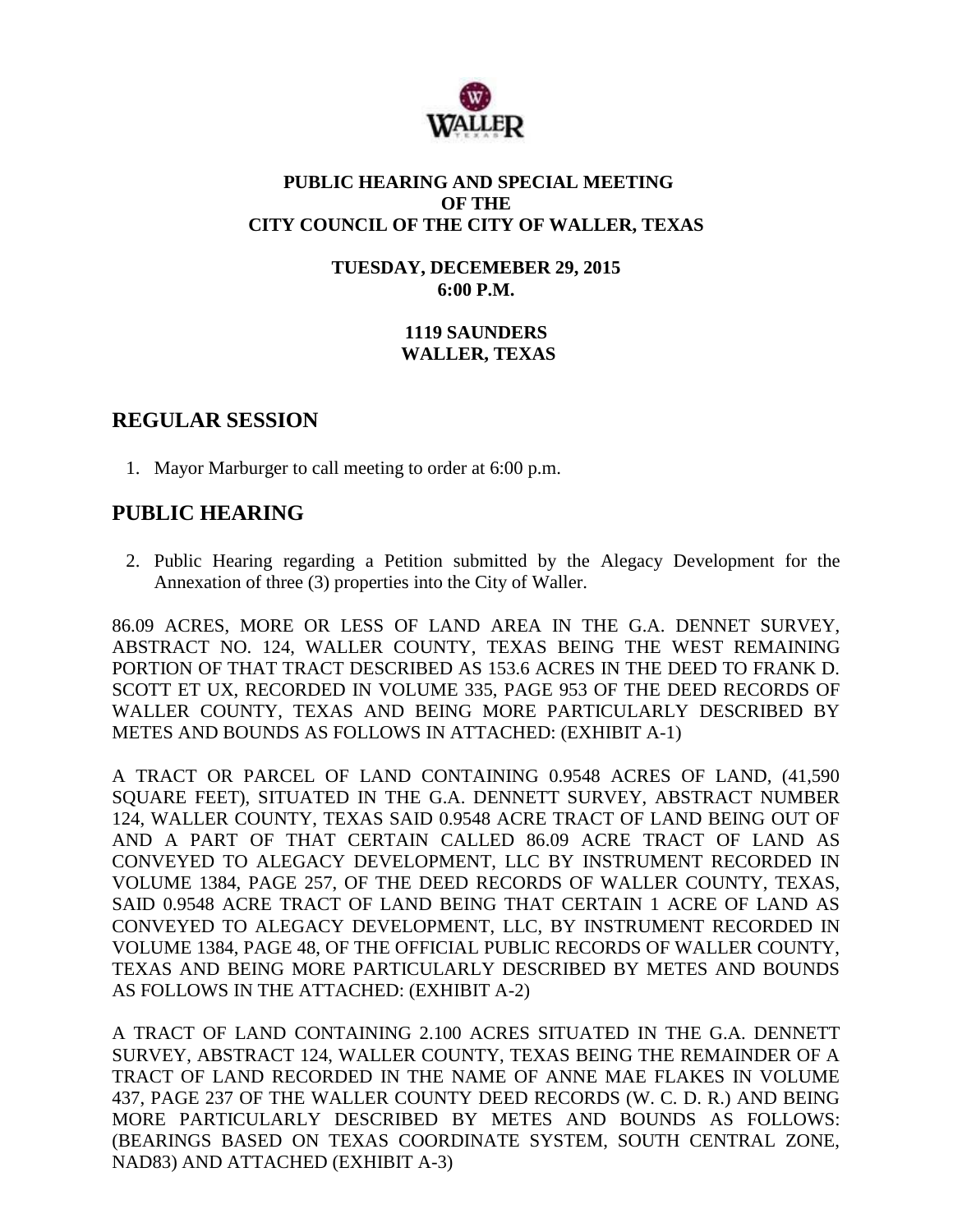**PUBLIC HEARING AND SPECIAL MEETING**
**OF THE**
**CITY COUNCIL OF THE CITY OF WALLER, TEXAS**

**TUESDAY, DECEMEBER 29, 2015**
**6:00 P.M.**

**1119 SAUNDERS**
**WALLER, TEXAS**

## REGULAR SESSION

1. Mayor Marburger to call meeting to order at 6:00 p.m.

## PUBLIC HEARING

2. Public Hearing regarding a Petition submitted by the Alegacy Development for the Annexation of three (3) properties into the City of Waller.

86.09 ACRES, MORE OR LESS OF LAND AREA IN THE G.A. DENNET SURVEY, ABSTRACT NO. 124, WALLER COUNTY, TEXAS BEING THE WEST REMAINING PORTION OF THAT TRACT DESCRIBED AS 153.6 ACRES IN THE DEED TO FRANK D. SCOTT ET UX, RECORDED IN VOLUME 335, PAGE 953 OF THE DEED RECORDS OF WALLER COUNTY, TEXAS AND BEING MORE PARTICULARLY DESCRIBED BY METES AND BOUNDS AS FOLLOWS IN ATTACHED: (EXHIBIT A-1)

A TRACT OR PARCEL OF LAND CONTAINING 0.9548 ACRES OF LAND, (41,590 SQUARE FEET), SITUATED IN THE G.A. DENNETT SURVEY, ABSTRACT NUMBER 124, WALLER COUNTY, TEXAS SAID 0.9548 ACRE TRACT OF LAND BEING OUT OF AND A PART OF THAT CERTAIN CALLED 86.09 ACRE TRACT OF LAND AS CONVEYED TO ALEGACY DEVELOPMENT, LLC BY INSTRUMENT RECORDED IN VOLUME 1384, PAGE 257, OF THE DEED RECORDS OF WALLER COUNTY, TEXAS, SAID 0.9548 ACRE TRACT OF LAND BEING THAT CERTAIN 1 ACRE OF LAND AS CONVEYED TO ALEGACY DEVELOPMENT, LLC, BY INSTRUMENT RECORDED IN VOLUME 1384, PAGE 48, OF THE OFFICIAL PUBLIC RECORDS OF WALLER COUNTY, TEXAS AND BEING MORE PARTICULARLY DESCRIBED BY METES AND BOUNDS AS FOLLOWS IN THE ATTACHED: (EXHIBIT A-2)

A TRACT OF LAND CONTAINING 2.100 ACRES SITUATED IN THE G.A. DENNETT SURVEY, ABSTRACT 124, WALLER COUNTY, TEXAS BEING THE REMAINDER OF A TRACT OF LAND RECORDED IN THE NAME OF ANNE MAE FLAKES IN VOLUME 437, PAGE 237 OF THE WALLER COUNTY DEED RECORDS (W. C. D. R.) AND BEING MORE PARTICULARLY DESCRIBED BY METES AND BOUNDS AS FOLLOWS: (BEARINGS BASED ON TEXAS COORDINATE SYSTEM, SOUTH CENTRAL ZONE, NAD83) AND ATTACHED (EXHIBIT A-3)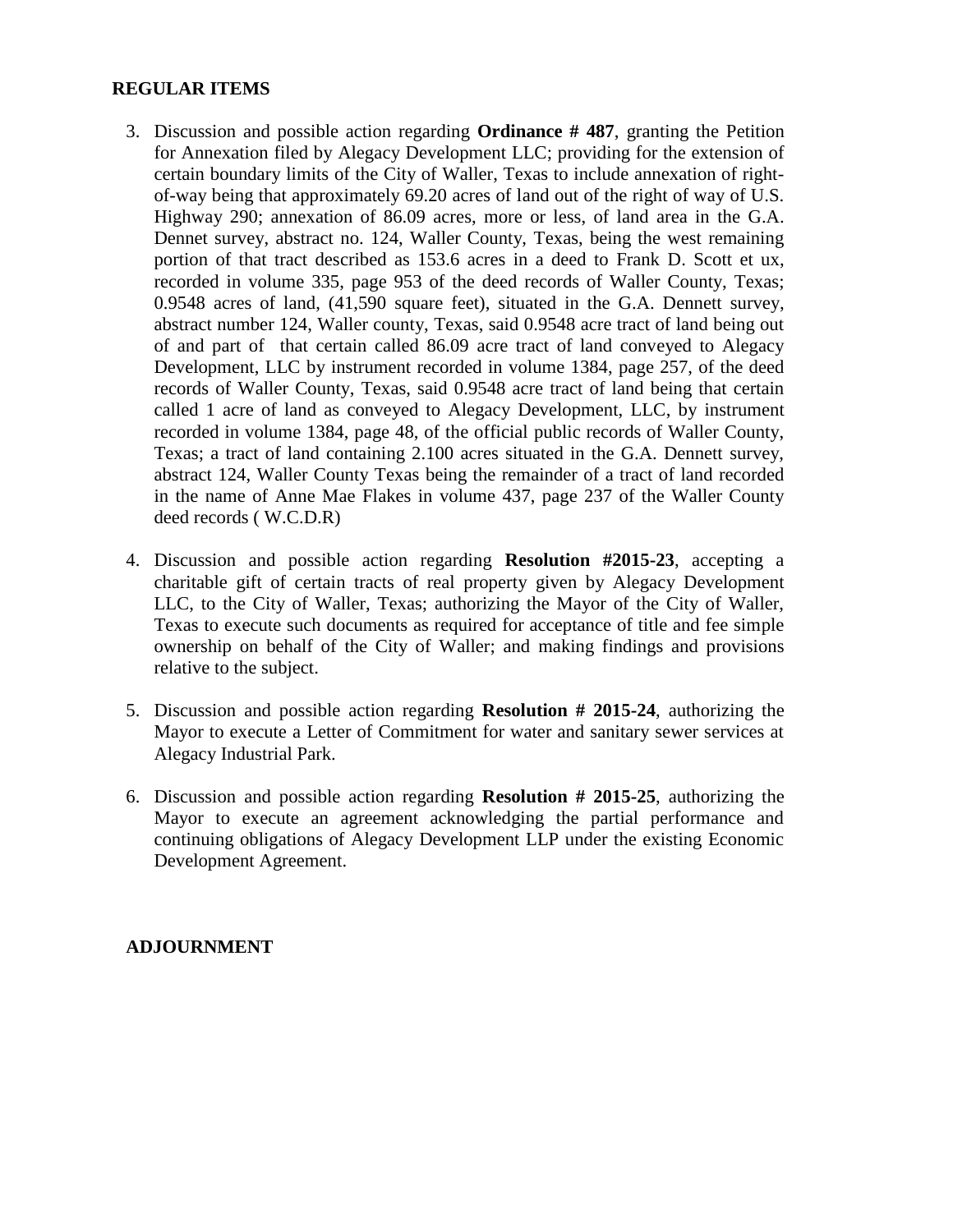**REGULAR ITEMS**

3. Discussion and possible action regarding **Ordinance # 487**, granting the Petition for Annexation filed by Alegacy Development LLC; providing for the extension of certain boundary limits of the City of Waller, Texas to include annexation of right-of-way being that approximately 69.20 acres of land out of the right of way of U.S. Highway 290; annexation of 86.09 acres, more or less, of land area in the G.A. Dennet survey, abstract no. 124, Waller County, Texas, being the west remaining portion of that tract described as 153.6 acres in a deed to Frank D. Scott et ux, recorded in volume 335, page 953 of the deed records of Waller County, Texas; 0.9548 acres of land, (41,590 square feet), situated in the G.A. Dennett survey, abstract number 124, Waller county, Texas, said 0.9548 acre tract of land being out of and part of that certain called 86.09 acre tract of land conveyed to Alegacy Development, LLC by instrument recorded in volume 1384, page 257, of the deed records of Waller County, Texas, said 0.9548 acre tract of land being that certain called 1 acre of land as conveyed to Alegacy Development, LLC, by instrument recorded in volume 1384, page 48, of the official public records of Waller County, Texas; a tract of land containing 2.100 acres situated in the G.A. Dennett survey, abstract 124, Waller County Texas being the remainder of a tract of land recorded in the name of Anne Mae Flakes in volume 437, page 237 of the Waller County deed records ( W.C.D.R)

4. Discussion and possible action regarding **Resolution #2015-23**, accepting a charitable gift of certain tracts of real property given by Alegacy Development LLC, to the City of Waller, Texas; authorizing the Mayor of the City of Waller, Texas to execute such documents as required for acceptance of title and fee simple ownership on behalf of the City of Waller; and making findings and provisions relative to the subject.

5. Discussion and possible action regarding **Resolution # 2015-24**, authorizing the Mayor to execute a Letter of Commitment for water and sanitary sewer services at Alegacy Industrial Park.

6. Discussion and possible action regarding **Resolution # 2015-25**, authorizing the Mayor to execute an agreement acknowledging the partial performance and continuing obligations of Alegacy Development LLP under the existing Economic Development Agreement.

**ADJOURNMENT**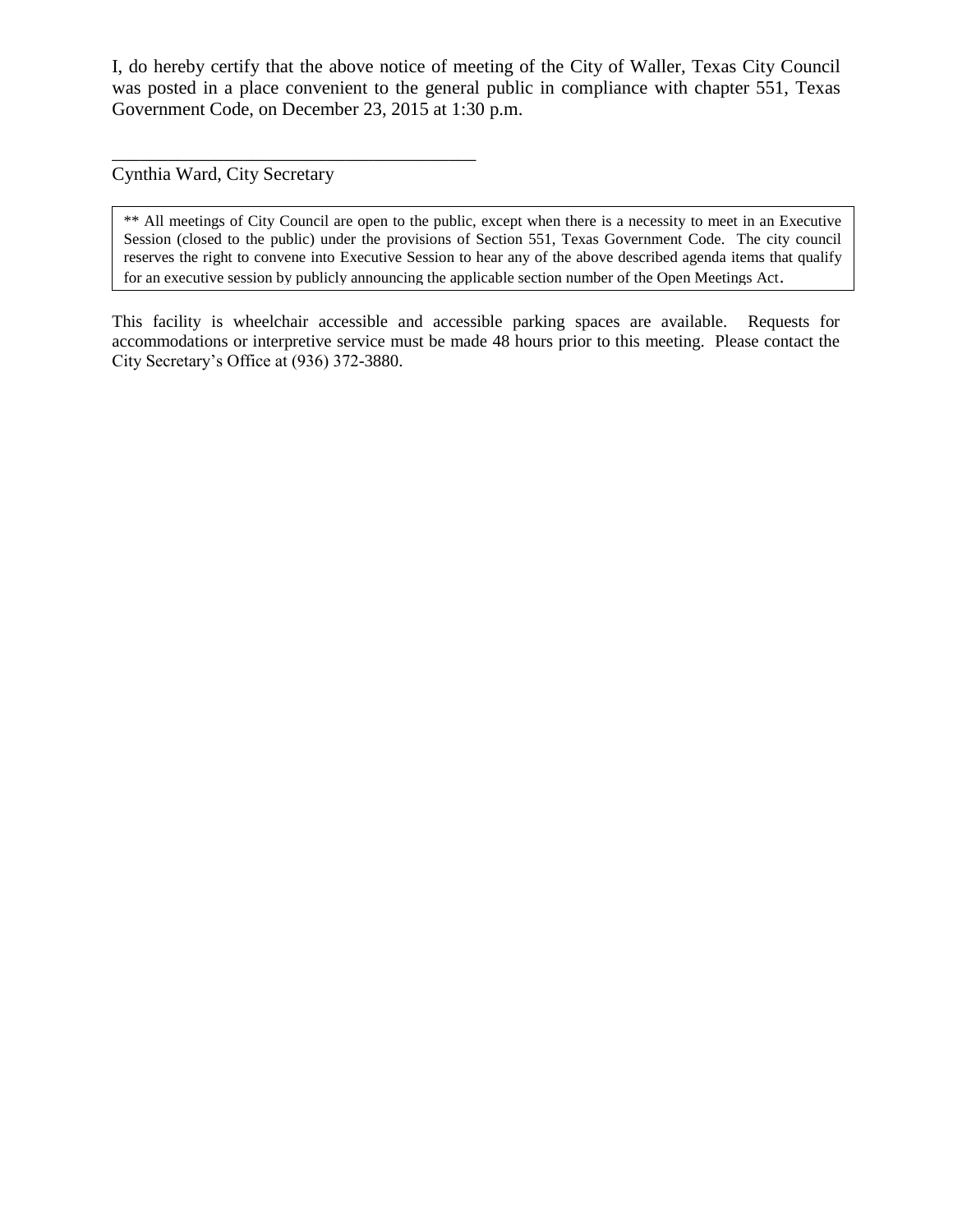I, do hereby certify that the above notice of meeting of the City of Waller, Texas City Council was posted in a place convenient to the general public in compliance with chapter 551, Texas Government Code, on December 23, 2015 at 1:30 p.m.

\_\_\_\_\_\_\_\_\_\_\_\_\_\_\_\_\_\_\_\_\_\_\_\_\_\_\_\_\_\_\_\_\_\_\_\_\_\_\_\_

Cynthia Ward, City Secretary

> ** All meetings of City Council are open to the public, except when there is a necessity to meet in an Executive Session (closed to the public) under the provisions of Section 551, Texas Government Code. The city council reserves the right to convene into Executive Session to hear any of the above described agenda items that qualify for an executive session by publicly announcing the applicable section number of the Open Meetings Act.

This facility is wheelchair accessible and accessible parking spaces are available. Requests for accommodations or interpretive service must be made 48 hours prior to this meeting. Please contact the City Secretary's Office at (936) 372-3880.